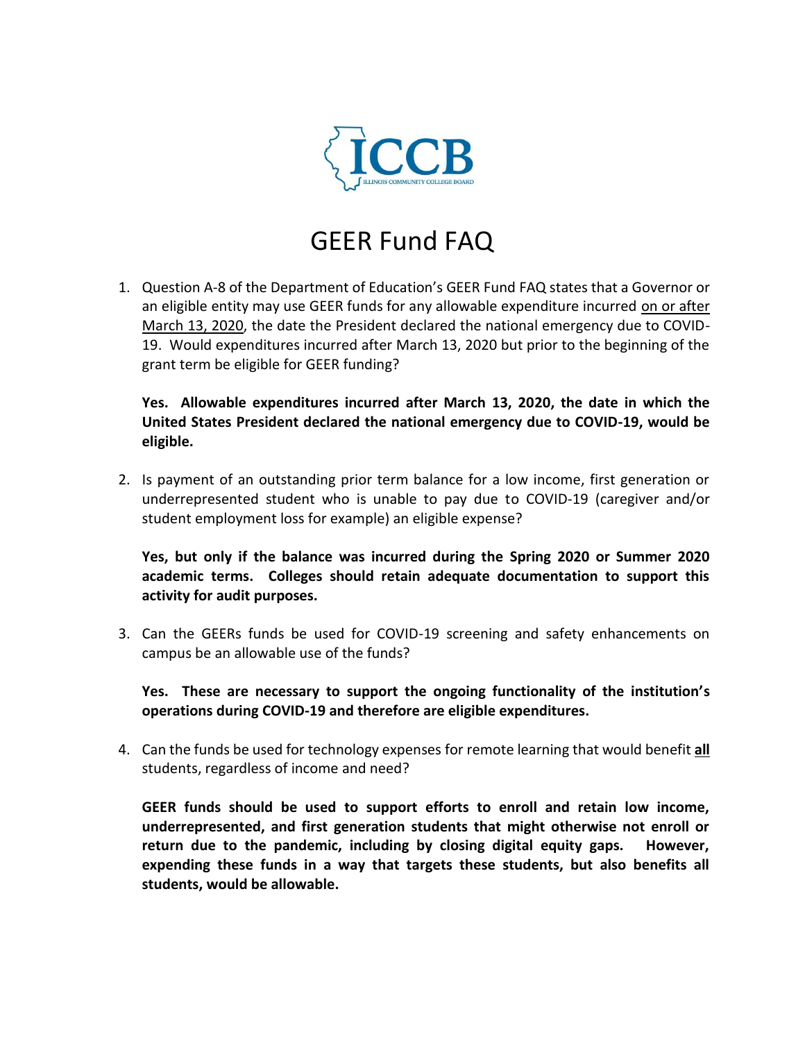# GEER Fund FAQ

1. Question A-8 of the Department of Education's GEER Fund FAQ states that a Governor or an eligible entity may use GEER funds for any allowable expenditure incurred on or after March 13, 2020, the date the President declared the national emergency due to COVID-19. Would expenditures incurred after March 13, 2020 but prior to the beginning of the grant term be eligible for GEER funding?

   **Yes. Allowable expenditures incurred after March 13, 2020, the date in which the United States President declared the national emergency due to COVID-19, would be eligible.**

2. Is payment of an outstanding prior term balance for a low income, first generation or underrepresented student who is unable to pay due to COVID-19 (caregiver and/or student employment loss for example) an eligible expense?

   **Yes, but only if the balance was incurred during the Spring 2020 or Summer 2020 academic terms. Colleges should retain adequate documentation to support this activity for audit purposes.**

3. Can the GEERs funds be used for COVID-19 screening and safety enhancements on campus be an allowable use of the funds?

   **Yes. These are necessary to support the ongoing functionality of the institution's operations during COVID-19 and therefore are eligible expenditures.**

4. Can the funds be used for technology expenses for remote learning that would benefit **all** students, regardless of income and need?

   **GEER funds should be used to support efforts to enroll and retain low income, underrepresented, and first generation students that might otherwise not enroll or return due to the pandemic, including by closing digital equity gaps. However, expending these funds in a way that targets these students, but also benefits all students, would be allowable.**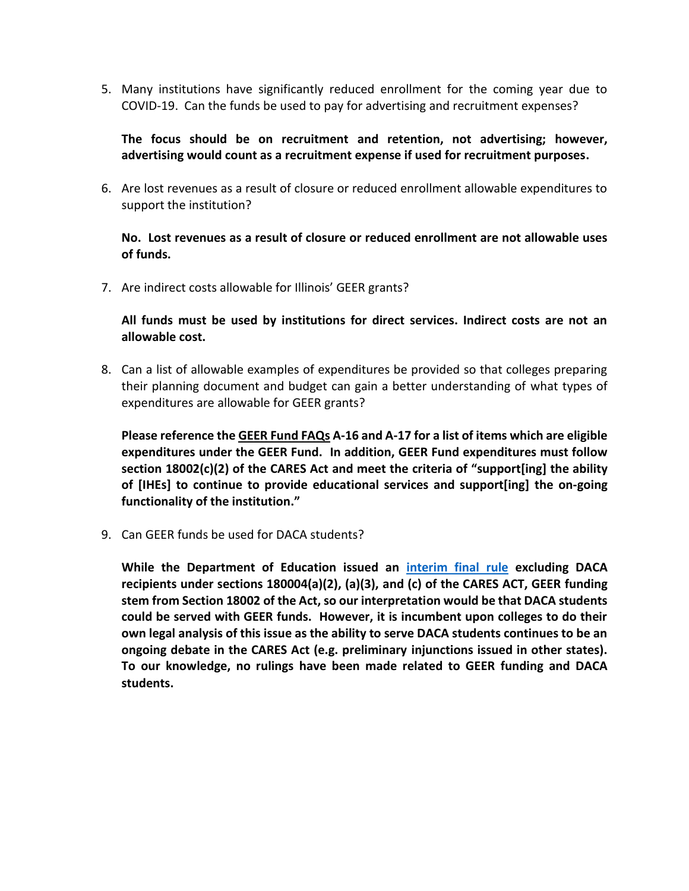5. Many institutions have significantly reduced enrollment for the coming year due to COVID-19. Can the funds be used to pay for advertising and recruitment expenses?

   **The focus should be on recruitment and retention, not advertising; however, advertising would count as a recruitment expense if used for recruitment purposes.**

6. Are lost revenues as a result of closure or reduced enrollment allowable expenditures to support the institution?

   **No. Lost revenues as a result of closure or reduced enrollment are not allowable uses of funds.**

7. Are indirect costs allowable for Illinois' GEER grants?

   **All funds must be used by institutions for direct services. Indirect costs are not an allowable cost.**

8. Can a list of allowable examples of expenditures be provided so that colleges preparing their planning document and budget can gain a better understanding of what types of expenditures are allowable for GEER grants?

   **Please reference the GEER Fund FAQs A-16 and A-17 for a list of items which are eligible expenditures under the GEER Fund. In addition, GEER Fund expenditures must follow section 18002(c)(2) of the CARES Act and meet the criteria of "support[ing] the ability of [IHEs] to continue to provide educational services and support[ing] the on-going functionality of the institution."**

9. Can GEER funds be used for DACA students?

   **While the Department of Education issued an interim final rule excluding DACA recipients under sections 180004(a)(2), (a)(3), and (c) of the CARES ACT, GEER funding stem from Section 18002 of the Act, so our interpretation would be that DACA students could be served with GEER funds. However, it is incumbent upon colleges to do their own legal analysis of this issue as the ability to serve DACA students continues to be an ongoing debate in the CARES Act (e.g. preliminary injunctions issued in other states). To our knowledge, no rulings have been made related to GEER funding and DACA students.**